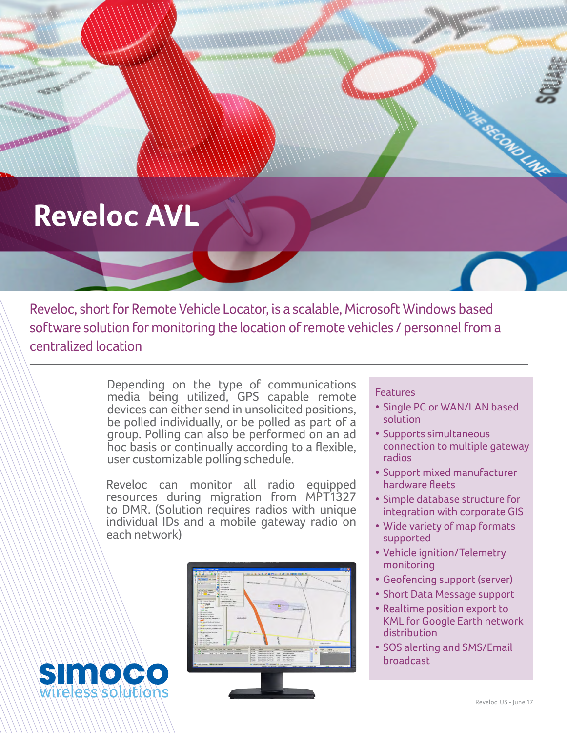# Reveloc AVL

Reveloc, short for Remote Vehicle Locator, is a scalable, Microsoft Windows based software solution for monitoring the location of remote vehicles / personnel from a centralized location

Depending on the type of communications media being utilized, GPS capable remote devices can either send in unsolicited positions, be polled individually, or be polled as part of a group. Polling can also be performed on an ad hoc basis or continually according to a flexible, user customizable polling schedule.

Reveloc can monitor all radio equipped resources during migration from MPT1327 to DMR. (Solution requires radios with unique individual IDs and a mobile gateway radio on each network)

Features

- Single PC or WAN/LAN based solution
- Supports simultaneous connection to multiple gateway radios
- Support mixed manufacturer hardware fleets
- Simple database structure for integration with corporate GIS
- Wide variety of map formats supported
- Vehicle ignition/Telemetry monitoring
- Geofencing support (server)
- Short Data Message support
- Realtime position export to KML for Google Earth network distribution
- SOS alerting and SMS/Email broadcast

simoco wireless solutions

Reveloc US - June 17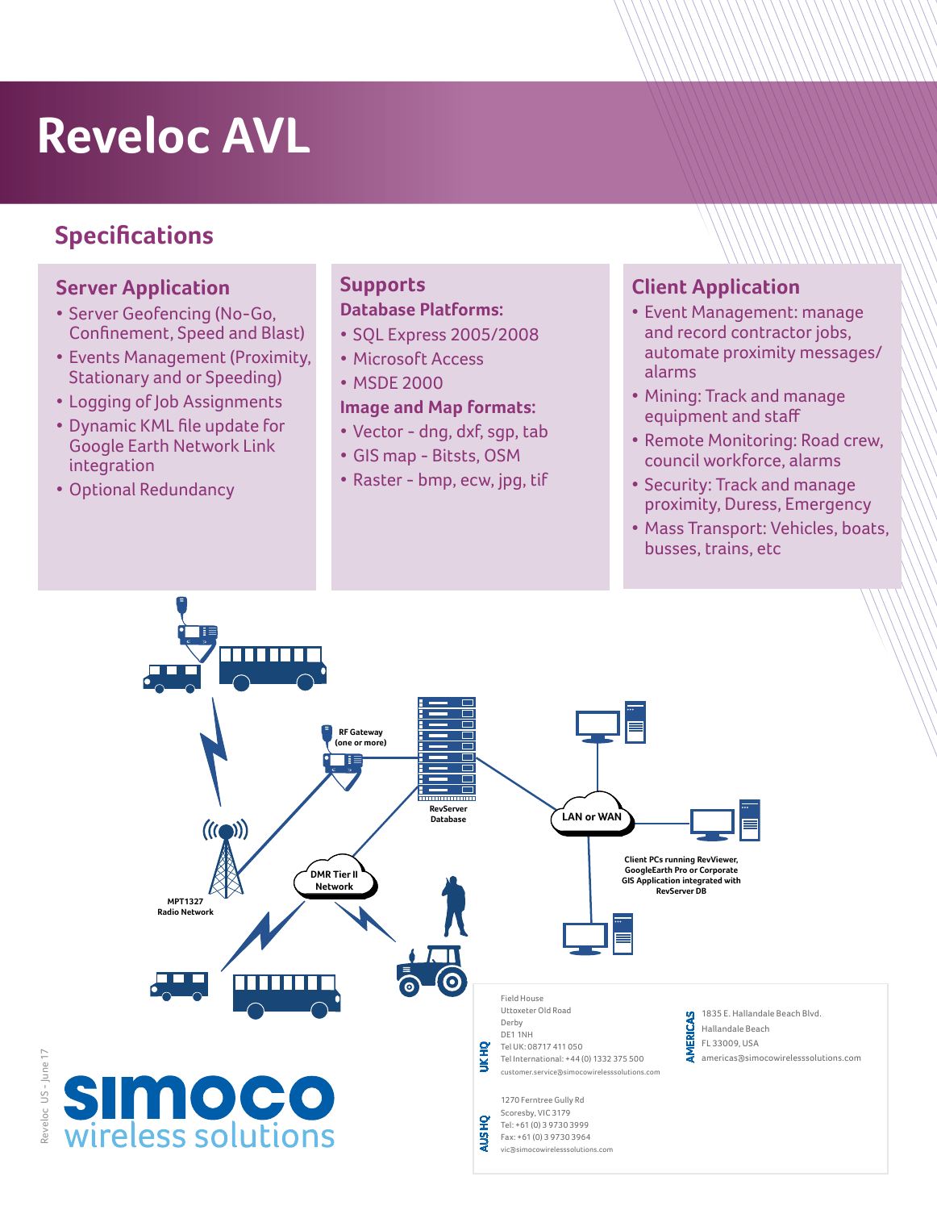# Reveloc AVL

## Specifications

### Server Application

- Server Geofencing (No-Go, Confinement, Speed and Blast)
- Events Management (Proximity, Stationary and or Speeding)
- Logging of Job Assignments
- Dynamic KML file update for Google Earth Network Link integration
- Optional Redundancy

### Supports

**Database Platforms:**

- SQL Express 2005/2008
- Microsoft Access
- MSDE 2000

**Image and Map formats:**

- Vector - dng, dxf, sgp, tab
- GIS map - Bitsts, OSM
- Raster - bmp, ecw, jpg, tif

### Client Application

- Event Management: manage and record contractor jobs, automate proximity messages/ alarms
- Mining: Track and manage equipment and staff
- Remote Monitoring: Road crew, council workforce, alarms
- Security: Track and manage proximity, Duress, Emergency
- Mass Transport: Vehicles, boats, busses, trains, etc

RF Gateway (one or more)

RevServer Database

LAN or WAN

MPT1327 Radio Network

DMR Tier II Network

Client PCs running RevViewer, GoogleEarth Pro or Corporate GIS Application integrated with RevServer DB

**UK HQ**
Field House
Uttoxeter Old Road
Derby
DE1 1NH
Tel UK: 08717 411 050
Tel International: +44 (0) 1332 375 500
customer.service@simocowirelesssolutions.com

**AMERICAS**
1835 E. Hallandale Beach Blvd.
Hallandale Beach
FL 33009, USA
americas@simocowirelesssolutions.com

**AUS HQ**
1270 Ferntree Gully Rd
Scoresby, VIC 3179
Tel: +61 (0) 3 9730 3999
Fax: +61 (0) 3 9730 3964
vic@simocowirelesssolutions.com

simoco wireless solutions

Reveloc US - June 17